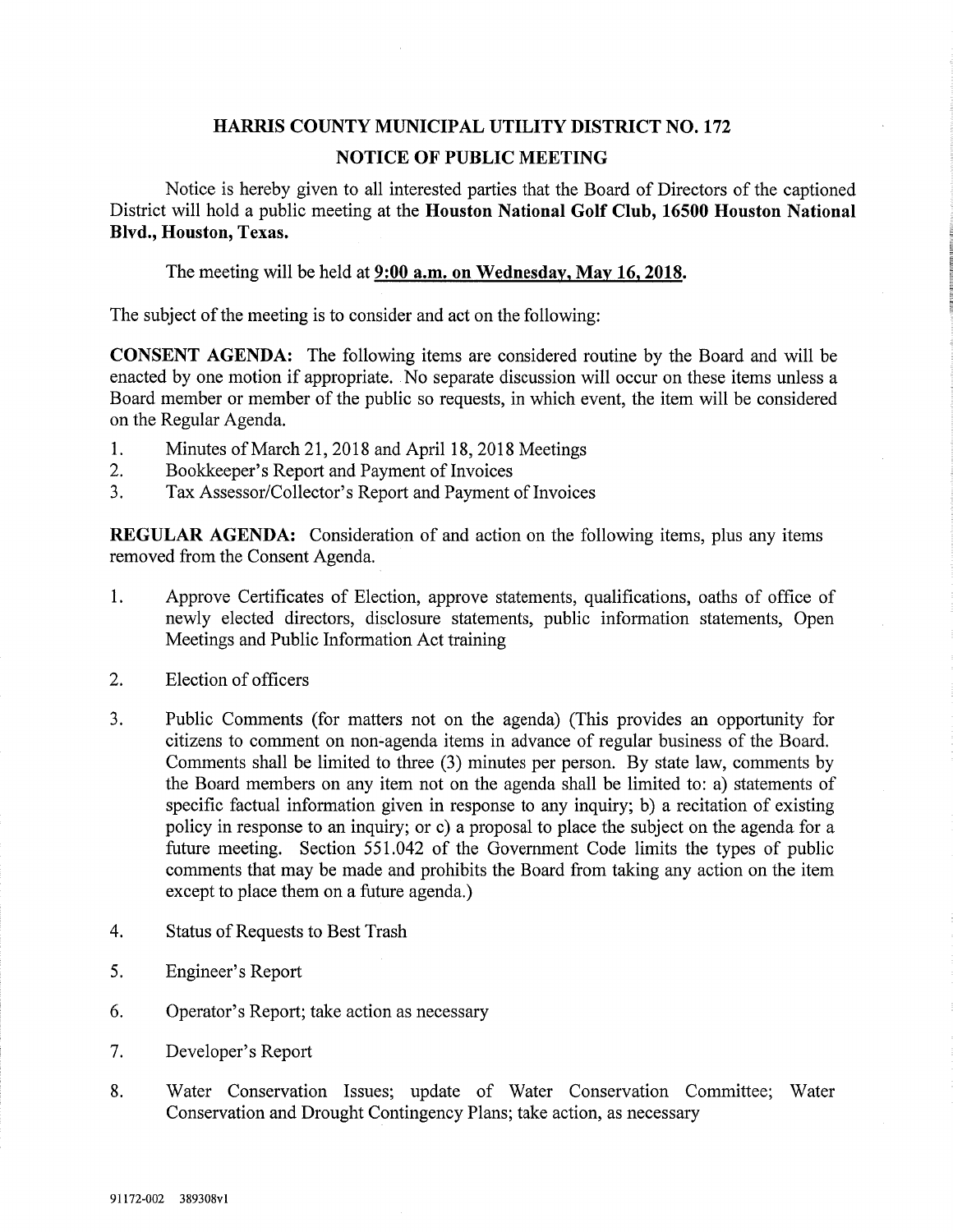# HARRIS COUNTY MUNICIPAL UTILITY DISTRICT NO. 172

## NOTICE OF PUBLIC MEETING

Notice is hereby given to all interested parties that the Board of Directors of the captioned District will hold a public meeting at the **Houston National Golf Club, 16500 Houston National Blvd., Houston, Texas.**

The meeting will be held at **9:00 a.m. on Wednesday, May 16, 2018.**

The subject of the meeting is to consider and act on the following:

**CONSENT AGENDA:** The following items are considered routine by the Board and will be enacted by one motion if appropriate. No separate discussion will occur on these items unless a Board member or member of the public so requests, in which event, the item will be considered on the Regular Agenda.

1. Minutes of March 21, 2018 and April 18, 2018 Meetings
2. Bookkeeper's Report and Payment of Invoices
3. Tax Assessor/Collector's Report and Payment of Invoices

**REGULAR AGENDA:** Consideration of and action on the following items, plus any items removed from the Consent Agenda.

1. Approve Certificates of Election, approve statements, qualifications, oaths of office of newly elected directors, disclosure statements, public information statements, Open Meetings and Public Information Act training

2. Election of officers

3. Public Comments (for matters not on the agenda) (This provides an opportunity for citizens to comment on non-agenda items in advance of regular business of the Board. Comments shall be limited to three (3) minutes per person. By state law, comments by the Board members on any item not on the agenda shall be limited to: a) statements of specific factual information given in response to any inquiry; b) a recitation of existing policy in response to an inquiry; or c) a proposal to place the subject on the agenda for a future meeting. Section 551.042 of the Government Code limits the types of public comments that may be made and prohibits the Board from taking any action on the item except to place them on a future agenda.)

4. Status of Requests to Best Trash

5. Engineer's Report

6. Operator's Report; take action as necessary

7. Developer's Report

8. Water Conservation Issues; update of Water Conservation Committee; Water Conservation and Drought Contingency Plans; take action, as necessary

91172-002 389308v1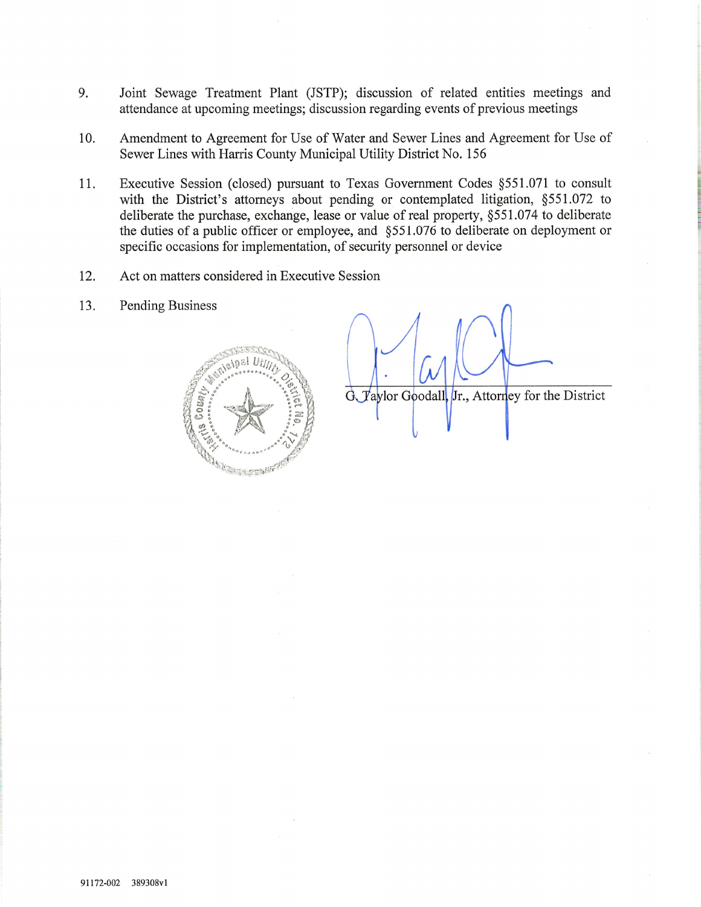9. Joint Sewage Treatment Plant (JSTP); discussion of related entities meetings and attendance at upcoming meetings; discussion regarding events of previous meetings

10. Amendment to Agreement for Use of Water and Sewer Lines and Agreement for Use of Sewer Lines with Harris County Municipal Utility District No. 156

11. Executive Session (closed) pursuant to Texas Government Codes §551.071 to consult with the District's attorneys about pending or contemplated litigation, §551.072 to deliberate the purchase, exchange, lease or value of real property, §551.074 to deliberate the duties of a public officer or employee, and §551.076 to deliberate on deployment or specific occasions for implementation, of security personnel or device

12. Act on matters considered in Executive Session

13. Pending Business

Harris County Municipal Utility District No. 172

G. Taylor Goodall, Jr., Attorney for the District

91172-002 389308v1